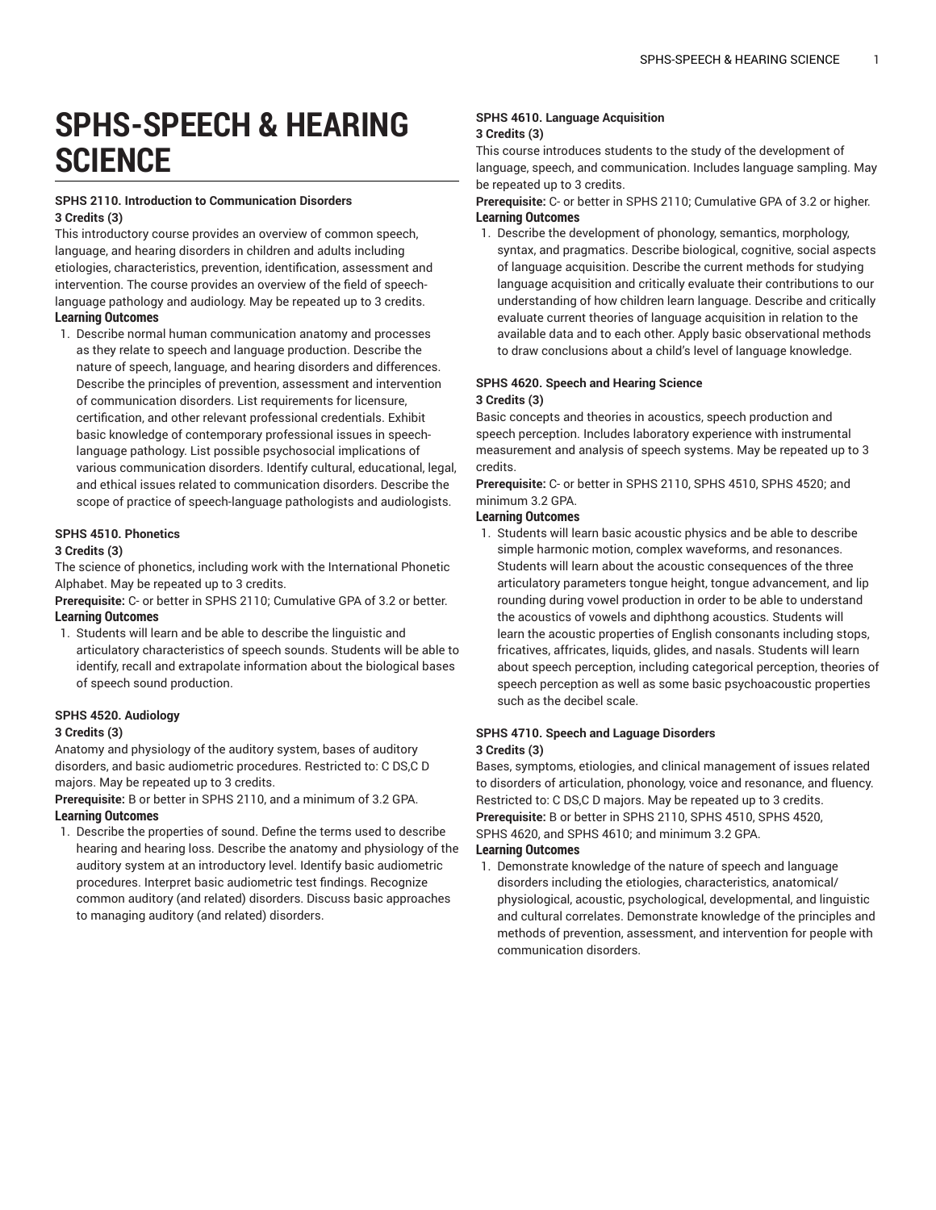# SPHS-SPEECH & HEARING SCIENCE

**SPHS 2110. Introduction to Communication Disorders**
**3 Credits (3)**

This introductory course provides an overview of common speech, language, and hearing disorders in children and adults including etiologies, characteristics, prevention, identification, assessment and intervention. The course provides an overview of the field of speech-language pathology and audiology. May be repeated up to 3 credits.

**Learning Outcomes**

1. Describe normal human communication anatomy and processes as they relate to speech and language production. Describe the nature of speech, language, and hearing disorders and differences. Describe the principles of prevention, assessment and intervention of communication disorders. List requirements for licensure, certification, and other relevant professional credentials. Exhibit basic knowledge of contemporary professional issues in speech-language pathology. List possible psychosocial implications of various communication disorders. Identify cultural, educational, legal, and ethical issues related to communication disorders. Describe the scope of practice of speech-language pathologists and audiologists.

**SPHS 4510. Phonetics**
**3 Credits (3)**

The science of phonetics, including work with the International Phonetic Alphabet. May be repeated up to 3 credits.

**Prerequisite:** C- or better in SPHS 2110; Cumulative GPA of 3.2 or better.

**Learning Outcomes**

1. Students will learn and be able to describe the linguistic and articulatory characteristics of speech sounds. Students will be able to identify, recall and extrapolate information about the biological bases of speech sound production.

**SPHS 4520. Audiology**
**3 Credits (3)**

Anatomy and physiology of the auditory system, bases of auditory disorders, and basic audiometric procedures. Restricted to: C DS,C D majors. May be repeated up to 3 credits.

**Prerequisite:** B or better in SPHS 2110, and a minimum of 3.2 GPA.

**Learning Outcomes**

1. Describe the properties of sound. Define the terms used to describe hearing and hearing loss. Describe the anatomy and physiology of the auditory system at an introductory level. Identify basic audiometric procedures. Interpret basic audiometric test findings. Recognize common auditory (and related) disorders. Discuss basic approaches to managing auditory (and related) disorders.

**SPHS 4610. Language Acquisition**
**3 Credits (3)**

This course introduces students to the study of the development of language, speech, and communication. Includes language sampling. May be repeated up to 3 credits.

**Prerequisite:** C- or better in SPHS 2110; Cumulative GPA of 3.2 or higher.

**Learning Outcomes**

1. Describe the development of phonology, semantics, morphology, syntax, and pragmatics. Describe biological, cognitive, social aspects of language acquisition. Describe the current methods for studying language acquisition and critically evaluate their contributions to our understanding of how children learn language. Describe and critically evaluate current theories of language acquisition in relation to the available data and to each other. Apply basic observational methods to draw conclusions about a child's level of language knowledge.

**SPHS 4620. Speech and Hearing Science**
**3 Credits (3)**

Basic concepts and theories in acoustics, speech production and speech perception. Includes laboratory experience with instrumental measurement and analysis of speech systems. May be repeated up to 3 credits.

**Prerequisite:** C- or better in SPHS 2110, SPHS 4510, SPHS 4520; and minimum 3.2 GPA.

**Learning Outcomes**

1. Students will learn basic acoustic physics and be able to describe simple harmonic motion, complex waveforms, and resonances. Students will learn about the acoustic consequences of the three articulatory parameters tongue height, tongue advancement, and lip rounding during vowel production in order to be able to understand the acoustics of vowels and diphthong acoustics. Students will learn the acoustic properties of English consonants including stops, fricatives, affricates, liquids, glides, and nasals. Students will learn about speech perception, including categorical perception, theories of speech perception as well as some basic psychoacoustic properties such as the decibel scale.

**SPHS 4710. Speech and Laguage Disorders**
**3 Credits (3)**

Bases, symptoms, etiologies, and clinical management of issues related to disorders of articulation, phonology, voice and resonance, and fluency. Restricted to: C DS,C D majors. May be repeated up to 3 credits.

**Prerequisite:** B or better in SPHS 2110, SPHS 4510, SPHS 4520, SPHS 4620, and SPHS 4610; and minimum 3.2 GPA.

**Learning Outcomes**

1. Demonstrate knowledge of the nature of speech and language disorders including the etiologies, characteristics, anatomical/physiological, acoustic, psychological, developmental, and linguistic and cultural correlates. Demonstrate knowledge of the principles and methods of prevention, assessment, and intervention for people with communication disorders.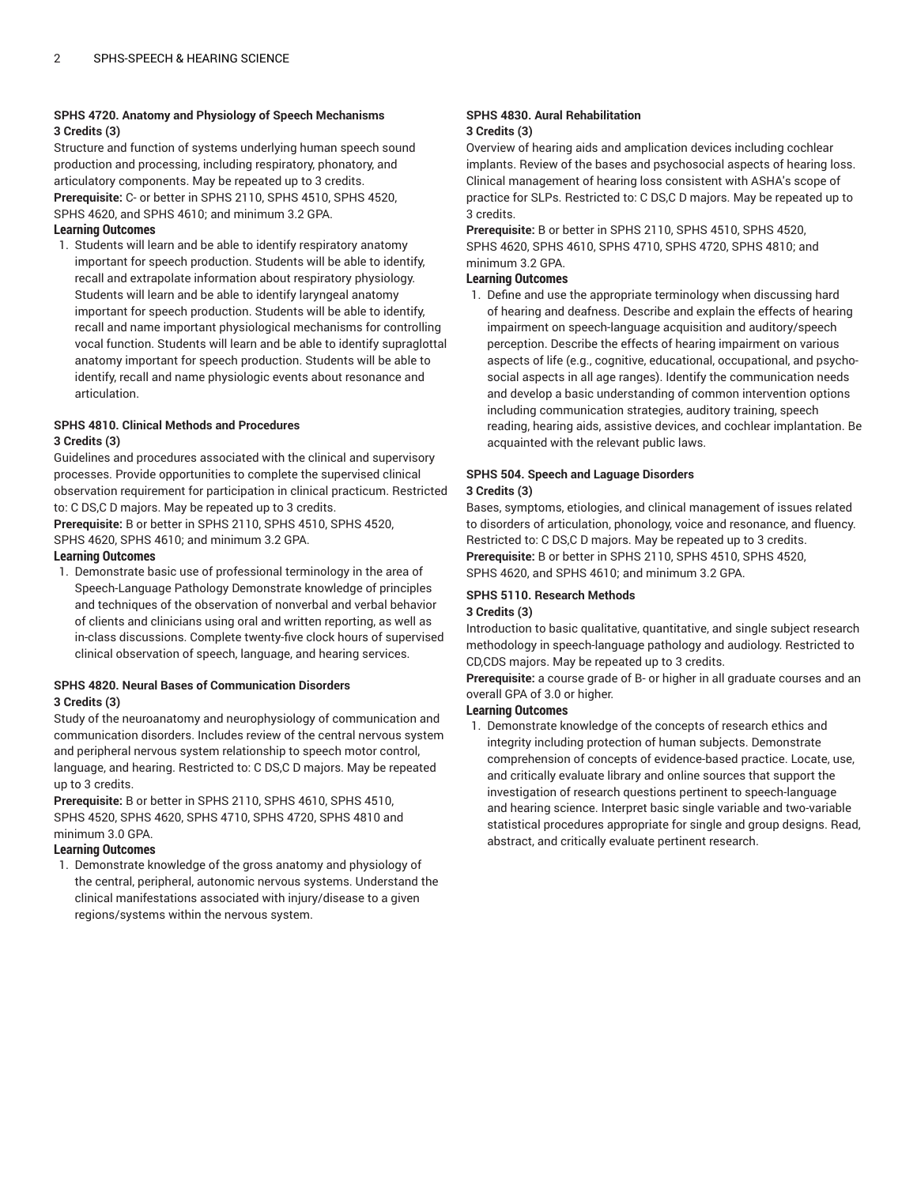### SPHS 4720. Anatomy and Physiology of Speech Mechanisms

**3 Credits (3)**

Structure and function of systems underlying human speech sound production and processing, including respiratory, phonatory, and articulatory components. May be repeated up to 3 credits.

**Prerequisite:** C- or better in SPHS 2110, SPHS 4510, SPHS 4520, SPHS 4620, and SPHS 4610; and minimum 3.2 GPA.

**Learning Outcomes**

1. Students will learn and be able to identify respiratory anatomy important for speech production. Students will be able to identify, recall and extrapolate information about respiratory physiology. Students will learn and be able to identify laryngeal anatomy important for speech production. Students will be able to identify, recall and name important physiological mechanisms for controlling vocal function. Students will learn and be able to identify supraglottal anatomy important for speech production. Students will be able to identify, recall and name physiologic events about resonance and articulation.

### SPHS 4810. Clinical Methods and Procedures

**3 Credits (3)**

Guidelines and procedures associated with the clinical and supervisory processes. Provide opportunities to complete the supervised clinical observation requirement for participation in clinical practicum. Restricted to: C DS,C D majors. May be repeated up to 3 credits.

**Prerequisite:** B or better in SPHS 2110, SPHS 4510, SPHS 4520, SPHS 4620, SPHS 4610; and minimum 3.2 GPA.

**Learning Outcomes**

1. Demonstrate basic use of professional terminology in the area of Speech-Language Pathology Demonstrate knowledge of principles and techniques of the observation of nonverbal and verbal behavior of clients and clinicians using oral and written reporting, as well as in-class discussions. Complete twenty-five clock hours of supervised clinical observation of speech, language, and hearing services.

### SPHS 4820. Neural Bases of Communication Disorders

**3 Credits (3)**

Study of the neuroanatomy and neurophysiology of communication and communication disorders. Includes review of the central nervous system and peripheral nervous system relationship to speech motor control, language, and hearing. Restricted to: C DS,C D majors. May be repeated up to 3 credits.

**Prerequisite:** B or better in SPHS 2110, SPHS 4610, SPHS 4510, SPHS 4520, SPHS 4620, SPHS 4710, SPHS 4720, SPHS 4810 and minimum 3.0 GPA.

**Learning Outcomes**

1. Demonstrate knowledge of the gross anatomy and physiology of the central, peripheral, autonomic nervous systems. Understand the clinical manifestations associated with injury/disease to a given regions/systems within the nervous system.

### SPHS 4830. Aural Rehabilitation

**3 Credits (3)**

Overview of hearing aids and amplication devices including cochlear implants. Review of the bases and psychosocial aspects of hearing loss. Clinical management of hearing loss consistent with ASHA's scope of practice for SLPs. Restricted to: C DS,C D majors. May be repeated up to 3 credits.

**Prerequisite:** B or better in SPHS 2110, SPHS 4510, SPHS 4520, SPHS 4620, SPHS 4610, SPHS 4710, SPHS 4720, SPHS 4810; and minimum 3.2 GPA.

**Learning Outcomes**

1. Define and use the appropriate terminology when discussing hard of hearing and deafness. Describe and explain the effects of hearing impairment on speech-language acquisition and auditory/speech perception. Describe the effects of hearing impairment on various aspects of life (e.g., cognitive, educational, occupational, and psycho-social aspects in all age ranges). Identify the communication needs and develop a basic understanding of common intervention options including communication strategies, auditory training, speech reading, hearing aids, assistive devices, and cochlear implantation. Be acquainted with the relevant public laws.

### SPHS 504. Speech and Laguage Disorders

**3 Credits (3)**

Bases, symptoms, etiologies, and clinical management of issues related to disorders of articulation, phonology, voice and resonance, and fluency. Restricted to: C DS,C D majors. May be repeated up to 3 credits.

**Prerequisite:** B or better in SPHS 2110, SPHS 4510, SPHS 4520, SPHS 4620, and SPHS 4610; and minimum 3.2 GPA.

### SPHS 5110. Research Methods

**3 Credits (3)**

Introduction to basic qualitative, quantitative, and single subject research methodology in speech-language pathology and audiology. Restricted to CD,CDS majors. May be repeated up to 3 credits.

**Prerequisite:** a course grade of B- or higher in all graduate courses and an overall GPA of 3.0 or higher.

**Learning Outcomes**

1. Demonstrate knowledge of the concepts of research ethics and integrity including protection of human subjects. Demonstrate comprehension of concepts of evidence-based practice. Locate, use, and critically evaluate library and online sources that support the investigation of research questions pertinent to speech-language and hearing science. Interpret basic single variable and two-variable statistical procedures appropriate for single and group designs. Read, abstract, and critically evaluate pertinent research.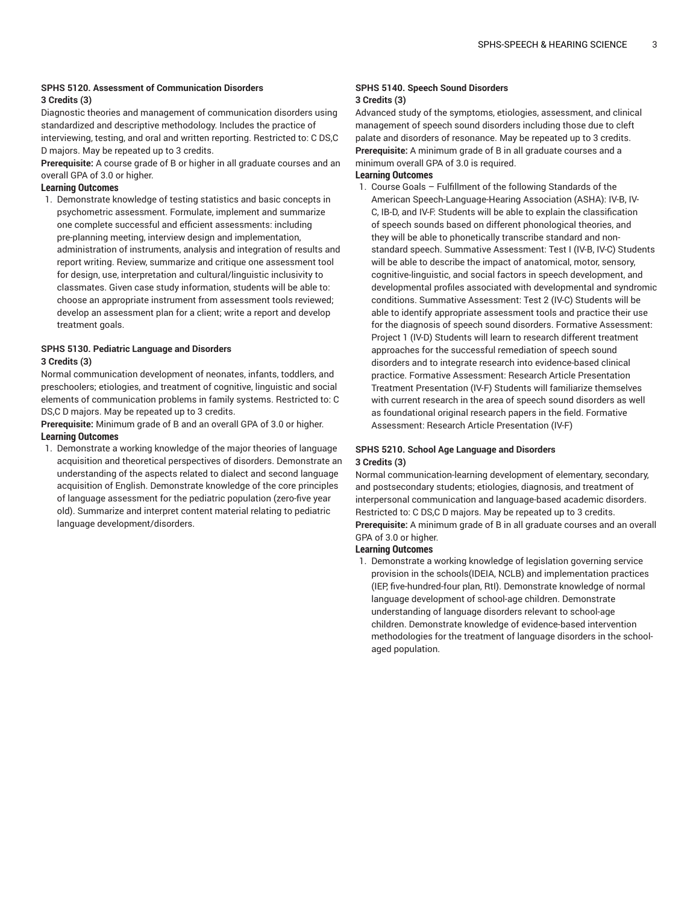### SPHS 5120. Assessment of Communication Disorders

**3 Credits (3)**

Diagnostic theories and management of communication disorders using standardized and descriptive methodology. Includes the practice of interviewing, testing, and oral and written reporting. Restricted to: C DS,C D majors. May be repeated up to 3 credits.

**Prerequisite:** A course grade of B or higher in all graduate courses and an overall GPA of 3.0 or higher.

**Learning Outcomes**

1. Demonstrate knowledge of testing statistics and basic concepts in psychometric assessment. Formulate, implement and summarize one complete successful and efficient assessments: including pre-planning meeting, interview design and implementation, administration of instruments, analysis and integration of results and report writing. Review, summarize and critique one assessment tool for design, use, interpretation and cultural/linguistic inclusivity to classmates. Given case study information, students will be able to: choose an appropriate instrument from assessment tools reviewed; develop an assessment plan for a client; write a report and develop treatment goals.

### SPHS 5130. Pediatric Language and Disorders

**3 Credits (3)**

Normal communication development of neonates, infants, toddlers, and preschoolers; etiologies, and treatment of cognitive, linguistic and social elements of communication problems in family systems. Restricted to: C DS,C D majors. May be repeated up to 3 credits.

**Prerequisite:** Minimum grade of B and an overall GPA of 3.0 or higher.

**Learning Outcomes**

1. Demonstrate a working knowledge of the major theories of language acquisition and theoretical perspectives of disorders. Demonstrate an understanding of the aspects related to dialect and second language acquisition of English. Demonstrate knowledge of the core principles of language assessment for the pediatric population (zero-five year old). Summarize and interpret content material relating to pediatric language development/disorders.

### SPHS 5140. Speech Sound Disorders

**3 Credits (3)**

Advanced study of the symptoms, etiologies, assessment, and clinical management of speech sound disorders including those due to cleft palate and disorders of resonance. May be repeated up to 3 credits.

**Prerequisite:** A minimum grade of B in all graduate courses and a minimum overall GPA of 3.0 is required.

**Learning Outcomes**

1. Course Goals – Fulfillment of the following Standards of the American Speech-Language-Hearing Association (ASHA): IV-B, IV-C, IB-D, and IV-F: Students will be able to explain the classification of speech sounds based on different phonological theories, and they will be able to phonetically transcribe standard and non-standard speech. Summative Assessment: Test I (IV-B, IV-C) Students will be able to describe the impact of anatomical, motor, sensory, cognitive-linguistic, and social factors in speech development, and developmental profiles associated with developmental and syndromic conditions. Summative Assessment: Test 2 (IV-C) Students will be able to identify appropriate assessment tools and practice their use for the diagnosis of speech sound disorders. Formative Assessment: Project 1 (IV-D) Students will learn to research different treatment approaches for the successful remediation of speech sound disorders and to integrate research into evidence-based clinical practice. Formative Assessment: Research Article Presentation Treatment Presentation (IV-F) Students will familiarize themselves with current research in the area of speech sound disorders as well as foundational original research papers in the field. Formative Assessment: Research Article Presentation (IV-F)

### SPHS 5210. School Age Language and Disorders

**3 Credits (3)**

Normal communication-learning development of elementary, secondary, and postsecondary students; etiologies, diagnosis, and treatment of interpersonal communication and language-based academic disorders. Restricted to: C DS,C D majors. May be repeated up to 3 credits.

**Prerequisite:** A minimum grade of B in all graduate courses and an overall GPA of 3.0 or higher.

**Learning Outcomes**

1. Demonstrate a working knowledge of legislation governing service provision in the schools(IDEIA, NCLB) and implementation practices (IEP, five-hundred-four plan, RtI). Demonstrate knowledge of normal language development of school-age children. Demonstrate understanding of language disorders relevant to school-age children. Demonstrate knowledge of evidence-based intervention methodologies for the treatment of language disorders in the school-aged population.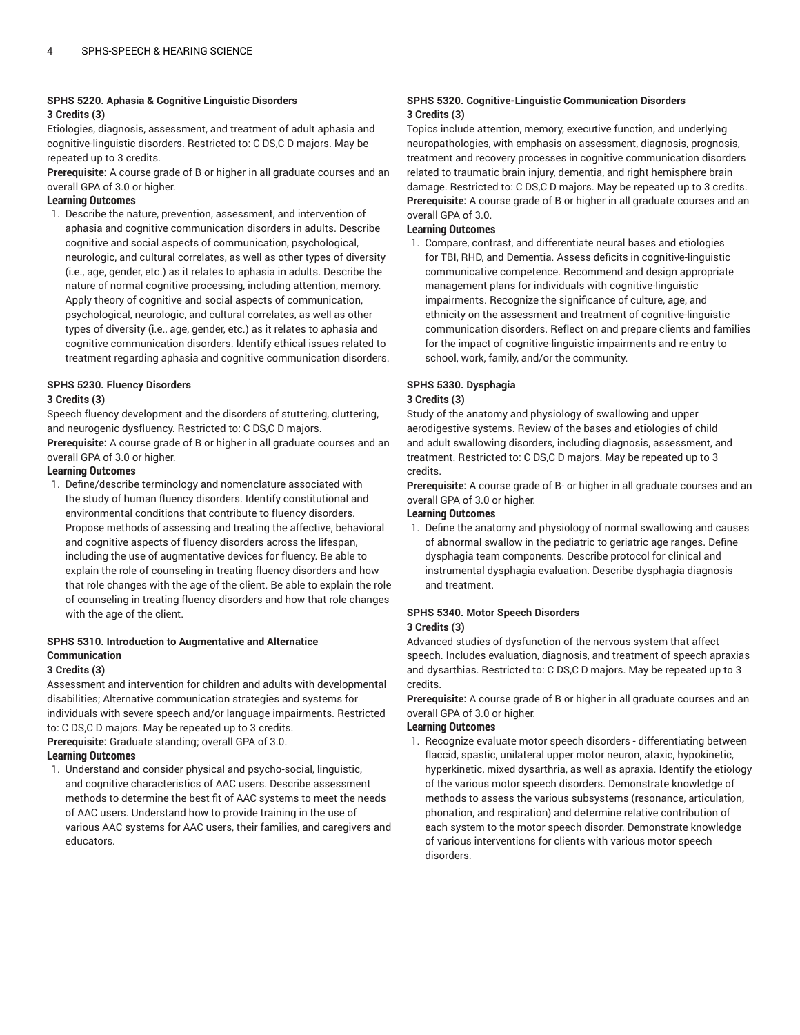### SPHS 5220. Aphasia & Cognitive Linguistic Disorders

**3 Credits (3)**

Etiologies, diagnosis, assessment, and treatment of adult aphasia and cognitive-linguistic disorders. Restricted to: C DS,C D majors. May be repeated up to 3 credits.

**Prerequisite:** A course grade of B or higher in all graduate courses and an overall GPA of 3.0 or higher.

**Learning Outcomes**

1. Describe the nature, prevention, assessment, and intervention of aphasia and cognitive communication disorders in adults. Describe cognitive and social aspects of communication, psychological, neurologic, and cultural correlates, as well as other types of diversity (i.e., age, gender, etc.) as it relates to aphasia in adults. Describe the nature of normal cognitive processing, including attention, memory. Apply theory of cognitive and social aspects of communication, psychological, neurologic, and cultural correlates, as well as other types of diversity (i.e., age, gender, etc.) as it relates to aphasia and cognitive communication disorders. Identify ethical issues related to treatment regarding aphasia and cognitive communication disorders.

### SPHS 5230. Fluency Disorders

**3 Credits (3)**

Speech fluency development and the disorders of stuttering, cluttering, and neurogenic dysfluency. Restricted to: C DS,C D majors.

**Prerequisite:** A course grade of B or higher in all graduate courses and an overall GPA of 3.0 or higher.

**Learning Outcomes**

1. Define/describe terminology and nomenclature associated with the study of human fluency disorders. Identify constitutional and environmental conditions that contribute to fluency disorders. Propose methods of assessing and treating the affective, behavioral and cognitive aspects of fluency disorders across the lifespan, including the use of augmentative devices for fluency. Be able to explain the role of counseling in treating fluency disorders and how that role changes with the age of the client. Be able to explain the role of counseling in treating fluency disorders and how that role changes with the age of the client.

### SPHS 5310. Introduction to Augmentative and Alternatice Communication

**3 Credits (3)**

Assessment and intervention for children and adults with developmental disabilities; Alternative communication strategies and systems for individuals with severe speech and/or language impairments. Restricted to: C DS,C D majors. May be repeated up to 3 credits.

**Prerequisite:** Graduate standing; overall GPA of 3.0.

**Learning Outcomes**

1. Understand and consider physical and psycho-social, linguistic, and cognitive characteristics of AAC users. Describe assessment methods to determine the best fit of AAC systems to meet the needs of AAC users. Understand how to provide training in the use of various AAC systems for AAC users, their families, and caregivers and educators.

### SPHS 5320. Cognitive-Linguistic Communication Disorders

**3 Credits (3)**

Topics include attention, memory, executive function, and underlying neuropathologies, with emphasis on assessment, diagnosis, prognosis, treatment and recovery processes in cognitive communication disorders related to traumatic brain injury, dementia, and right hemisphere brain damage. Restricted to: C DS,C D majors. May be repeated up to 3 credits.

**Prerequisite:** A course grade of B or higher in all graduate courses and an overall GPA of 3.0.

**Learning Outcomes**

1. Compare, contrast, and differentiate neural bases and etiologies for TBI, RHD, and Dementia. Assess deficits in cognitive-linguistic communicative competence. Recommend and design appropriate management plans for individuals with cognitive-linguistic impairments. Recognize the significance of culture, age, and ethnicity on the assessment and treatment of cognitive-linguistic communication disorders. Reflect on and prepare clients and families for the impact of cognitive-linguistic impairments and re-entry to school, work, family, and/or the community.

### SPHS 5330. Dysphagia

**3 Credits (3)**

Study of the anatomy and physiology of swallowing and upper aerodigestive systems. Review of the bases and etiologies of child and adult swallowing disorders, including diagnosis, assessment, and treatment. Restricted to: C DS,C D majors. May be repeated up to 3 credits.

**Prerequisite:** A course grade of B- or higher in all graduate courses and an overall GPA of 3.0 or higher.

**Learning Outcomes**

1. Define the anatomy and physiology of normal swallowing and causes of abnormal swallow in the pediatric to geriatric age ranges. Define dysphagia team components. Describe protocol for clinical and instrumental dysphagia evaluation. Describe dysphagia diagnosis and treatment.

### SPHS 5340. Motor Speech Disorders

**3 Credits (3)**

Advanced studies of dysfunction of the nervous system that affect speech. Includes evaluation, diagnosis, and treatment of speech apraxias and dysarthias. Restricted to: C DS,C D majors. May be repeated up to 3 credits.

**Prerequisite:** A course grade of B or higher in all graduate courses and an overall GPA of 3.0 or higher.

**Learning Outcomes**

1. Recognize evaluate motor speech disorders - differentiating between flaccid, spastic, unilateral upper motor neuron, ataxic, hypokinetic, hyperkinetic, mixed dysarthria, as well as apraxia. Identify the etiology of the various motor speech disorders. Demonstrate knowledge of methods to assess the various subsystems (resonance, articulation, phonation, and respiration) and determine relative contribution of each system to the motor speech disorder. Demonstrate knowledge of various interventions for clients with various motor speech disorders.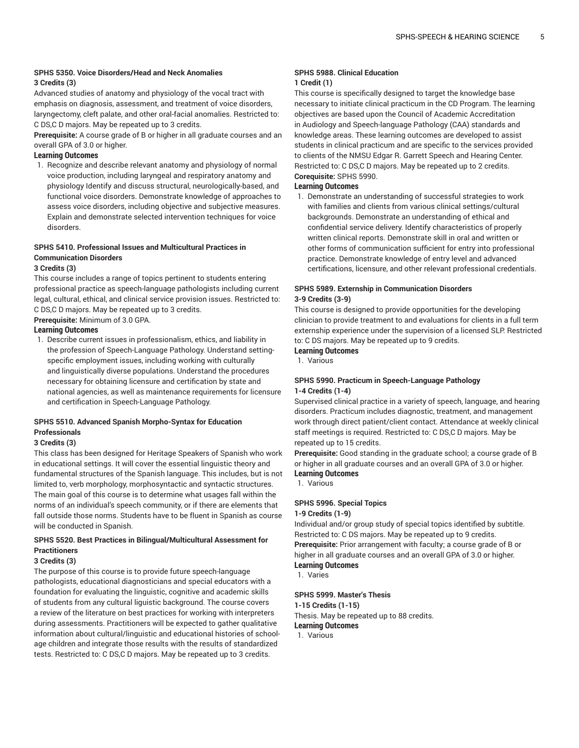#### SPHS 5350. Voice Disorders/Head and Neck Anomalies

**3 Credits (3)**

Advanced studies of anatomy and physiology of the vocal tract with emphasis on diagnosis, assessment, and treatment of voice disorders, laryngectomy, cleft palate, and other oral-facial anomalies. Restricted to: C DS,C D majors. May be repeated up to 3 credits.

**Prerequisite:** A course grade of B or higher in all graduate courses and an overall GPA of 3.0 or higher.

**Learning Outcomes**

1. Recognize and describe relevant anatomy and physiology of normal voice production, including laryngeal and respiratory anatomy and physiology Identify and discuss structural, neurologically-based, and functional voice disorders. Demonstrate knowledge of approaches to assess voice disorders, including objective and subjective measures. Explain and demonstrate selected intervention techniques for voice disorders.

#### SPHS 5410. Professional Issues and Multicultural Practices in Communication Disorders

**3 Credits (3)**

This course includes a range of topics pertinent to students entering professional practice as speech-language pathologists including current legal, cultural, ethical, and clinical service provision issues. Restricted to: C DS,C D majors. May be repeated up to 3 credits.

**Prerequisite:** Minimum of 3.0 GPA.

**Learning Outcomes**

1. Describe current issues in professionalism, ethics, and liability in the profession of Speech-Language Pathology. Understand setting-specific employment issues, including working with culturally and linguistically diverse populations. Understand the procedures necessary for obtaining licensure and certification by state and national agencies, as well as maintenance requirements for licensure and certification in Speech-Language Pathology.

#### SPHS 5510. Advanced Spanish Morpho-Syntax for Education Professionals

**3 Credits (3)**

This class has been designed for Heritage Speakers of Spanish who work in educational settings. It will cover the essential linguistic theory and fundamental structures of the Spanish language. This includes, but is not limited to, verb morphology, morphosyntactic and syntactic structures. The main goal of this course is to determine what usages fall within the norms of an individual's speech community, or if there are elements that fall outside those norms. Students have to be fluent in Spanish as course will be conducted in Spanish.

#### SPHS 5520. Best Practices in Bilingual/Multicultural Assessment for Practitioners

**3 Credits (3)**

The purpose of this course is to provide future speech-language pathologists, educational diagnosticians and special educators with a foundation for evaluating the linguistic, cognitive and academic skills of students from any cultural liguistic background. The course covers a review of the literature on best practices for working with interpreters during assessments. Practitioners will be expected to gather qualitative information about cultural/linguistic and educational histories of school-age children and integrate those results with the results of standardized tests. Restricted to: C DS,C D majors. May be repeated up to 3 credits.

#### SPHS 5988. Clinical Education

**1 Credit (1)**

This course is specifically designed to target the knowledge base necessary to initiate clinical practicum in the CD Program. The learning objectives are based upon the Council of Academic Accreditation in Audiology and Speech-language Pathology (CAA) standards and knowledge areas. These learning outcomes are developed to assist students in clinical practicum and are specific to the services provided to clients of the NMSU Edgar R. Garrett Speech and Hearing Center. Restricted to: C DS,C D majors. May be repeated up to 2 credits.

**Corequisite:** SPHS 5990.

**Learning Outcomes**

1. Demonstrate an understanding of successful strategies to work with families and clients from various clinical settings/cultural backgrounds. Demonstrate an understanding of ethical and confidential service delivery. Identify characteristics of properly written clinical reports. Demonstrate skill in oral and written or other forms of communication sufficient for entry into professional practice. Demonstrate knowledge of entry level and advanced certifications, licensure, and other relevant professional credentials.

#### SPHS 5989. Externship in Communication Disorders

**3-9 Credits (3-9)**

This course is designed to provide opportunities for the developing clinician to provide treatment to and evaluations for clients in a full term externship experience under the supervision of a licensed SLP. Restricted to: C DS majors. May be repeated up to 9 credits.

**Learning Outcomes**

1. Various

#### SPHS 5990. Practicum in Speech-Language Pathology

**1-4 Credits (1-4)**

Supervised clinical practice in a variety of speech, language, and hearing disorders. Practicum includes diagnostic, treatment, and management work through direct patient/client contact. Attendance at weekly clinical staff meetings is required. Restricted to: C DS,C D majors. May be repeated up to 15 credits.

**Prerequisite:** Good standing in the graduate school; a course grade of B or higher in all graduate courses and an overall GPA of 3.0 or higher.

**Learning Outcomes**

1. Various

#### SPHS 5996. Special Topics

**1-9 Credits (1-9)**

Individual and/or group study of special topics identified by subtitle. Restricted to: C DS majors. May be repeated up to 9 credits.

**Prerequisite:** Prior arrangement with faculty; a course grade of B or higher in all graduate courses and an overall GPA of 3.0 or higher.

**Learning Outcomes**

1. Varies

#### SPHS 5999. Master's Thesis

**1-15 Credits (1-15)**

Thesis. May be repeated up to 88 credits.

**Learning Outcomes**

1. Various